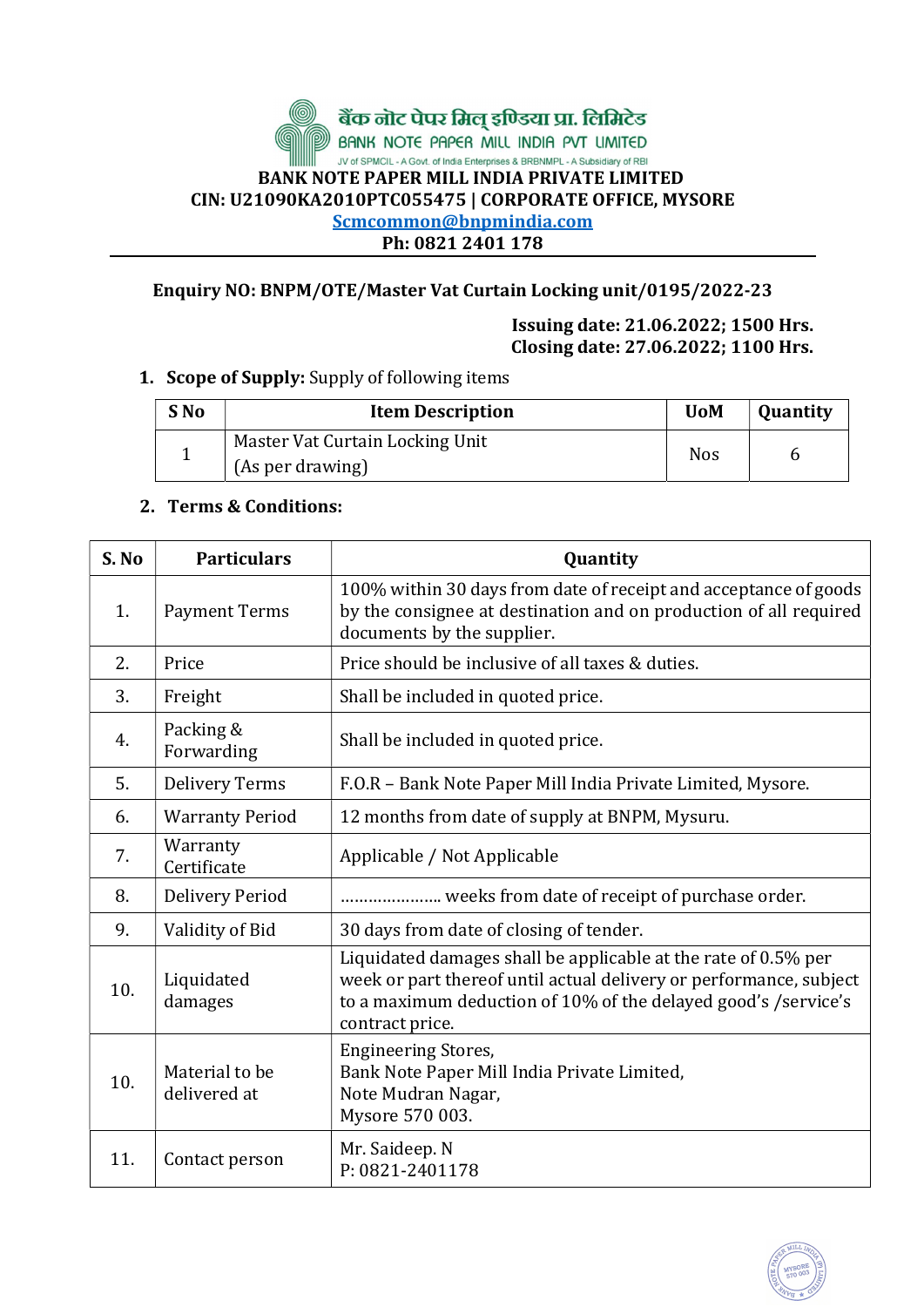बैंक नोट पेपर मिल् इण्डिया प्रा. लिमिटेड

BANK NOTE PAPER MILL INDIA PVT LIMITED

JV of SPMCIL - A Govt. of India Enterprises & BRBNMPL - A Subsidiary of RBI

**BANK NOTE PAPER MILL INDIA PRIVATE LIMITED**
**CIN: U21090KA2010PTC055475 | CORPORATE OFFICE, MYSORE**
**Scmcommon@bnpmindia.com**
**Ph: 0821 2401 178**

**Enquiry NO: BNPM/OTE/Master Vat Curtain Locking unit/0195/2022-23**

**Issuing date: 21.06.2022; 1500 Hrs.**
**Closing date: 27.06.2022; 1100 Hrs.**

1. **Scope of Supply:** Supply of following items

| S No | Item Description | UoM | Quantity |
|---|---|---|---|
| 1 | Master Vat Curtain Locking Unit (As per drawing) | Nos | 6 |

2. **Terms & Conditions:**

| S. No | Particulars | Quantity |
|---|---|---|
| 1. | Payment Terms | 100% within 30 days from date of receipt and acceptance of goods by the consignee at destination and on production of all required documents by the supplier. |
| 2. | Price | Price should be inclusive of all taxes & duties. |
| 3. | Freight | Shall be included in quoted price. |
| 4. | Packing & Forwarding | Shall be included in quoted price. |
| 5. | Delivery Terms | F.O.R – Bank Note Paper Mill India Private Limited, Mysore. |
| 6. | Warranty Period | 12 months from date of supply at BNPM, Mysuru. |
| 7. | Warranty Certificate | Applicable / Not Applicable |
| 8. | Delivery Period | ………………… weeks from date of receipt of purchase order. |
| 9. | Validity of Bid | 30 days from date of closing of tender. |
| 10. | Liquidated damages | Liquidated damages shall be applicable at the rate of 0.5% per week or part thereof until actual delivery or performance, subject to a maximum deduction of 10% of the delayed good's /service's contract price. |
| 10. | Material to be delivered at | Engineering Stores, Bank Note Paper Mill India Private Limited, Note Mudran Nagar, Mysore 570 003. |
| 11. | Contact person | Mr. Saideep. N P: 0821-2401178 |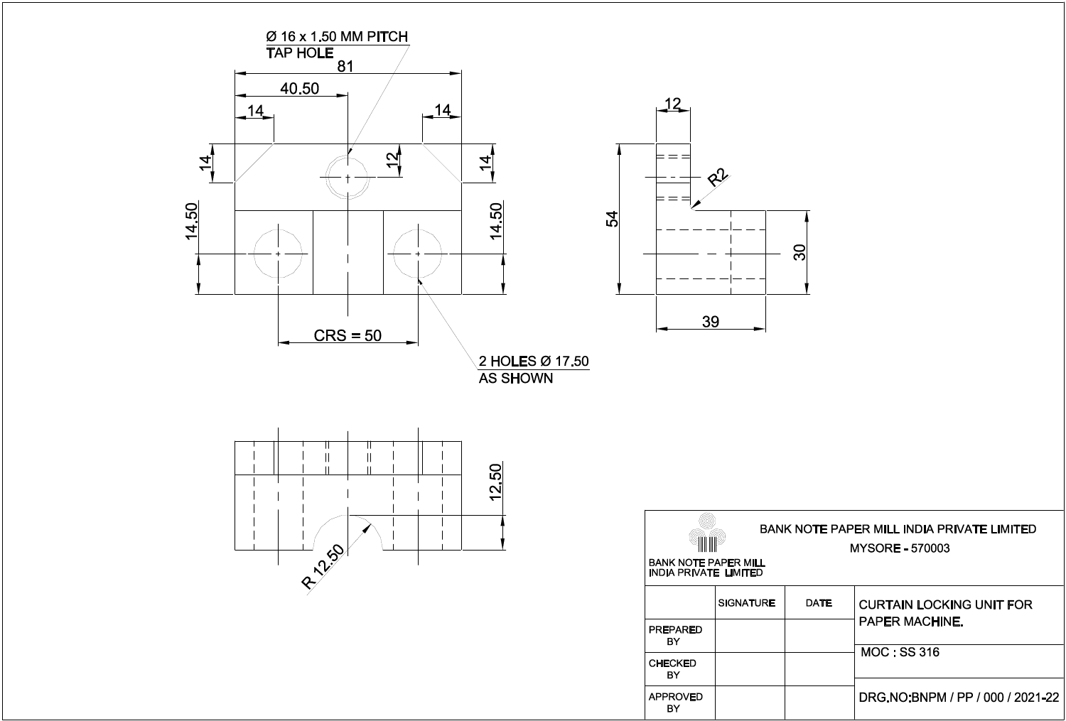Ø 16 x 1.50 MM PITCH
TAP HOLE

81

40.50

14

14

14

12

14

14.50

14.50

CRS = 50

2 HOLES Ø 17.50
AS SHOWN

12

R2

54

30

39

12.50

R 12.50

| BANK NOTE PAPER MILL INDIA PRIVATE LIMITED | BANK NOTE PAPER MILL INDIA PRIVATE LIMITED MYSORE - 570003 | | |
|---|---|---|---|
| | SIGNATURE | DATE | CURTAIN LOCKING UNIT FOR PAPER MACHINE. |
| PREPARED BY | | | |
| CHECKED BY | | | MOC : SS 316 |
| APPROVED BY | | | DRG.NO:BNPM / PP / 000 / 2021-22 |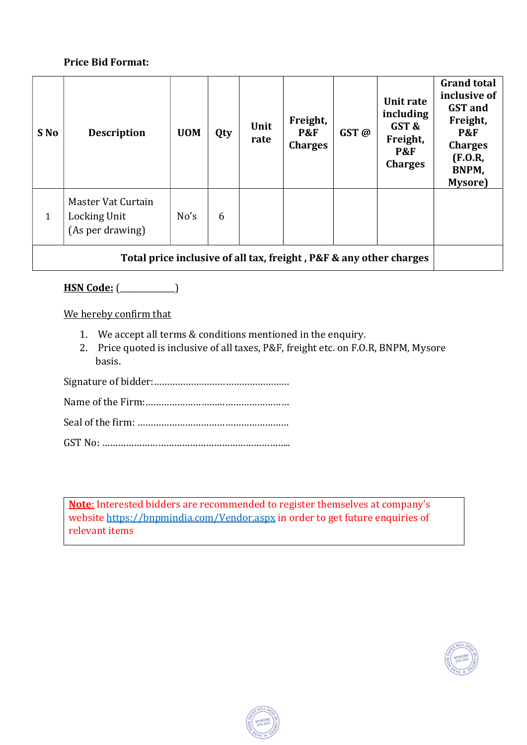**Price Bid Format:**

| S No | Description | UOM | Qty | Unit rate | Freight, P&F Charges | GST @ | Unit rate including GST & Freight, P&F Charges | Grand total inclusive of GST and Freight, P&F Charges (F.O.R, BNPM, Mysore) |
|---|---|---|---|---|---|---|---|---|
| 1 | Master Vat Curtain Locking Unit (As per drawing) | No's | 6 | | | | | |
| **Total price inclusive of all tax, freight , P&F & any other charges** | | | | | | | | |

**HSN Code:** (___________)

We hereby confirm that

1. We accept all terms & conditions mentioned in the enquiry.
2. Price quoted is inclusive of all taxes, P&F, freight etc. on F.O.R, BNPM, Mysore basis.

Signature of bidder:..................................................

Name of the Firm:..................................................

Seal of the firm: ........................................................

GST No: ......................................................................

**Note:** Interested bidders are recommended to register themselves at company's website https://bnpmindia.com/Vendor.aspx in order to get future enquiries of relevant items